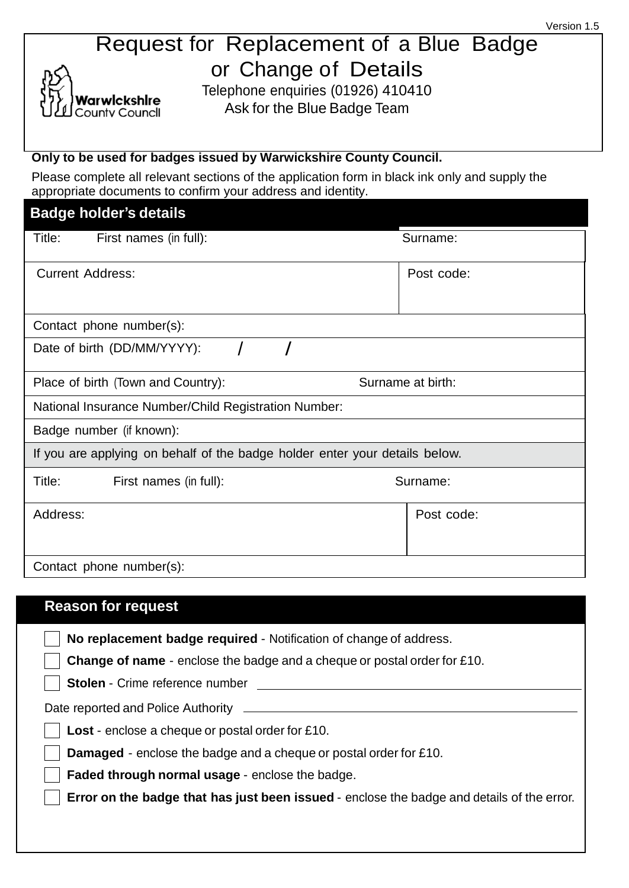Version 1.5

# Request for Replacement of a Blue Badge or Change of Details

Warwickshire County Council

Telephone enquiries (01926) 410410
Ask for the Blue Badge Team

**Only to be used for badges issued by Warwickshire County Council.**

Please complete all relevant sections of the application form in black ink only and supply the appropriate documents to confirm your address and identity.

## Badge holder's details

| | |
|---|---|
| Title: First names (in full): | Surname: |
| Current Address: | Post code: |
| Contact phone number(s): | |
| Date of birth (DD/MM/YYYY): / / | |
| Place of birth (Town and Country): | Surname at birth: |
| National Insurance Number/Child Registration Number: | |
| Badge number (if known): | |
| If you are applying on behalf of the badge holder enter your details below. | |
| Title: First names (in full): | Surname: |
| Address: | Post code: |
| Contact phone number(s): | |

## Reason for request

- ☐ **No replacement badge required** - Notification of change of address.
- ☐ **Change of name** - enclose the badge and a cheque or postal order for £10.
- ☐ **Stolen** - Crime reference number ____________________

Date reported and Police Authority ____________________

- ☐ **Lost** - enclose a cheque or postal order for £10.
- ☐ **Damaged** - enclose the badge and a cheque or postal order for £10.
- ☐ **Faded through normal usage** - enclose the badge.
- ☐ **Error on the badge that has just been issued** - enclose the badge and details of the error.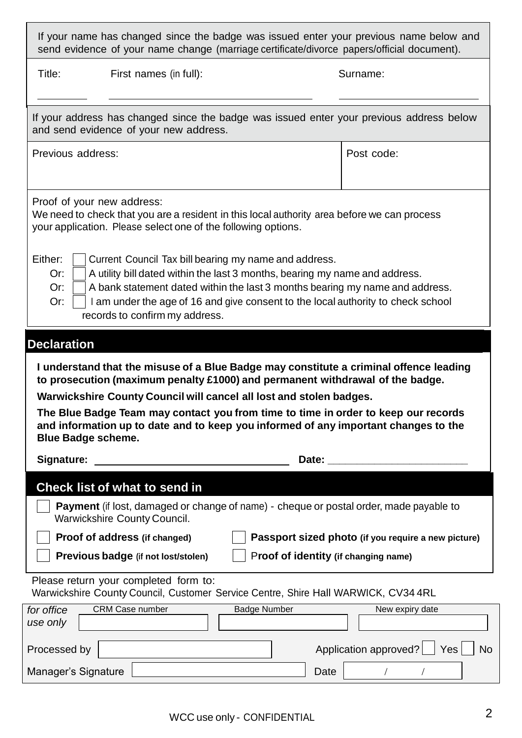If your name has changed since the badge was issued enter your previous name below and send evidence of your name change (marriage certificate/divorce papers/official document).

| Title: | First names (in full): | Surname: |
| --- | --- | --- |
| | | |

If your address has changed since the badge was issued enter your previous address below and send evidence of your new address.

| Previous address: | Post code: |
| --- | --- |
| | |

Proof of your new address:
We need to check that you are a resident in this local authority area before we can process your application. Please select one of the following options.

Either: ☐ Current Council Tax bill bearing my name and address.
Or: ☐ A utility bill dated within the last 3 months, bearing my name and address.
Or: ☐ A bank statement dated within the last 3 months bearing my name and address.
Or: ☐ I am under the age of 16 and give consent to the local authority to check school records to confirm my address.

## Declaration

**I understand that the misuse of a Blue Badge may constitute a criminal offence leading to prosecution (maximum penalty £1000) and permanent withdrawal of the badge.**

**Warwickshire County Council will cancel all lost and stolen badges.**

**The Blue Badge Team may contact you from time to time in order to keep our records and information up to date and to keep you informed of any important changes to the Blue Badge scheme.**

**Signature:** ______________________ **Date:** ______________________

## Check list of what to send in

☐ **Payment** (if lost, damaged or change of name) - cheque or postal order, made payable to Warwickshire County Council.

☐ **Proof of address (if changed)** ☐ **Passport sized photo (if you require a new picture)**

☐ **Previous badge (if not lost/stolen)** ☐ **Proof of identity (if changing name)**

Please return your completed form to:
Warwickshire County Council, Customer Service Centre, Shire Hall WARWICK, CV34 4RL

| *for office use only* | CRM Case number | Badge Number | New expiry date |
| --- | --- | --- | --- |
| | | | |

Processed by ______________________ Application approved? ☐ Yes ☐ No

Manager's Signature ______________________ Date / /

WCC use only - CONFIDENTIAL